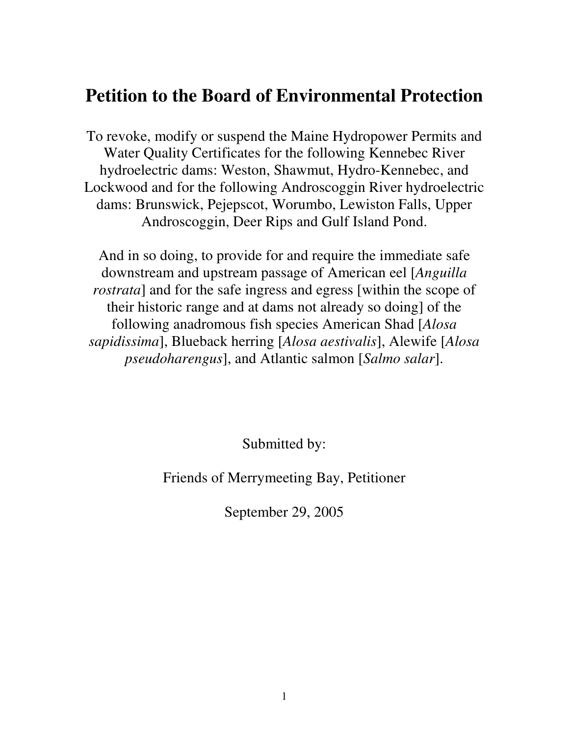# Petition to the Board of Environmental Protection

To revoke, modify or suspend the Maine Hydropower Permits and Water Quality Certificates for the following Kennebec River hydroelectric dams: Weston, Shawmut, Hydro-Kennebec, and Lockwood and for the following Androscoggin River hydroelectric dams: Brunswick, Pejepscot, Worumbo, Lewiston Falls, Upper Androscoggin, Deer Rips and Gulf Island Pond.

And in so doing, to provide for and require the immediate safe downstream and upstream passage of American eel [*Anguilla rostrata*] and for the safe ingress and egress [within the scope of their historic range and at dams not already so doing] of the following anadromous fish species American Shad [*Alosa sapidissima*], Blueback herring [*Alosa aestivalis*], Alewife [*Alosa pseudoharengus*], and Atlantic salmon [*Salmo salar*].

Submitted by:

Friends of Merrymeeting Bay, Petitioner

September 29, 2005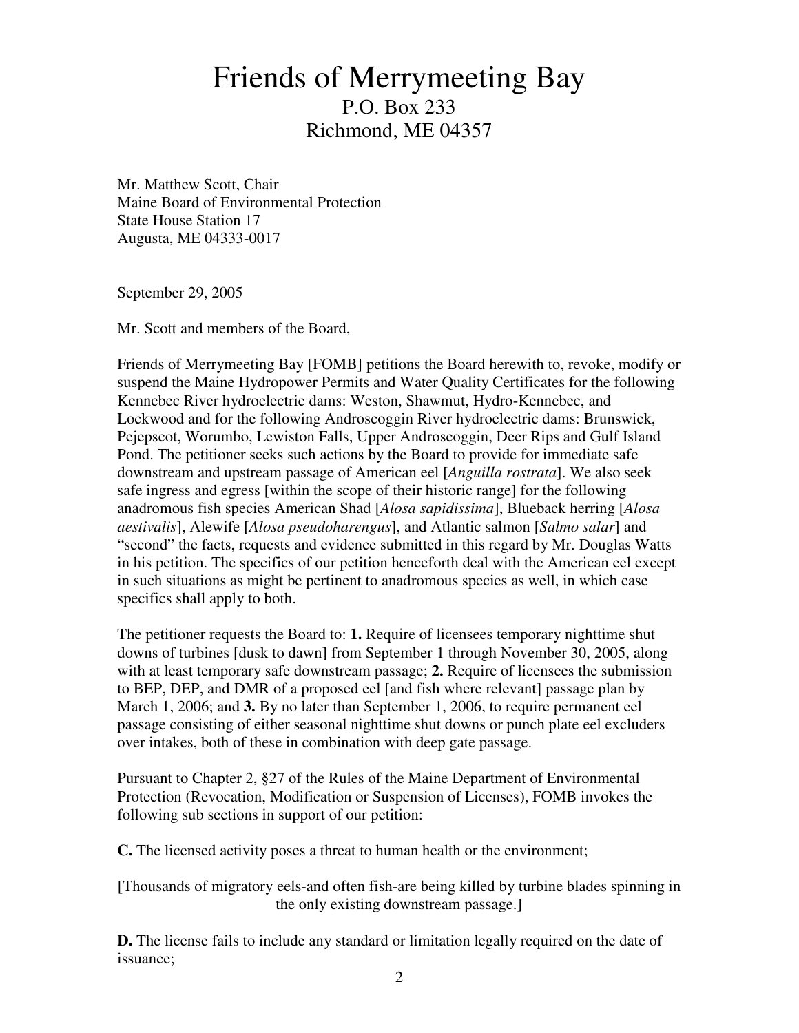# Friends of Merrymeeting Bay

P.O. Box 233
Richmond, ME 04357

Mr. Matthew Scott, Chair
Maine Board of Environmental Protection
State House Station 17
Augusta, ME 04333-0017

September 29, 2005

Mr. Scott and members of the Board,

Friends of Merrymeeting Bay [FOMB] petitions the Board herewith to, revoke, modify or suspend the Maine Hydropower Permits and Water Quality Certificates for the following Kennebec River hydroelectric dams: Weston, Shawmut, Hydro-Kennebec, and Lockwood and for the following Androscoggin River hydroelectric dams: Brunswick, Pejepscot, Worumbo, Lewiston Falls, Upper Androscoggin, Deer Rips and Gulf Island Pond. The petitioner seeks such actions by the Board to provide for immediate safe downstream and upstream passage of American eel [*Anguilla rostrata*]. We also seek safe ingress and egress [within the scope of their historic range] for the following anadromous fish species American Shad [*Alosa sapidissima*], Blueback herring [*Alosa aestivalis*], Alewife [*Alosa pseudoharengus*], and Atlantic salmon [*Salmo salar*] and "second" the facts, requests and evidence submitted in this regard by Mr. Douglas Watts in his petition. The specifics of our petition henceforth deal with the American eel except in such situations as might be pertinent to anadromous species as well, in which case specifics shall apply to both.

The petitioner requests the Board to: **1.** Require of licensees temporary nighttime shut downs of turbines [dusk to dawn] from September 1 through November 30, 2005, along with at least temporary safe downstream passage; **2.** Require of licensees the submission to BEP, DEP, and DMR of a proposed eel [and fish where relevant] passage plan by March 1, 2006; and **3.** By no later than September 1, 2006, to require permanent eel passage consisting of either seasonal nighttime shut downs or punch plate eel excluders over intakes, both of these in combination with deep gate passage.

Pursuant to Chapter 2, §27 of the Rules of the Maine Department of Environmental Protection (Revocation, Modification or Suspension of Licenses), FOMB invokes the following sub sections in support of our petition:

**C.** The licensed activity poses a threat to human health or the environment;

[Thousands of migratory eels-and often fish-are being killed by turbine blades spinning in the only existing downstream passage.]

**D.** The license fails to include any standard or limitation legally required on the date of issuance;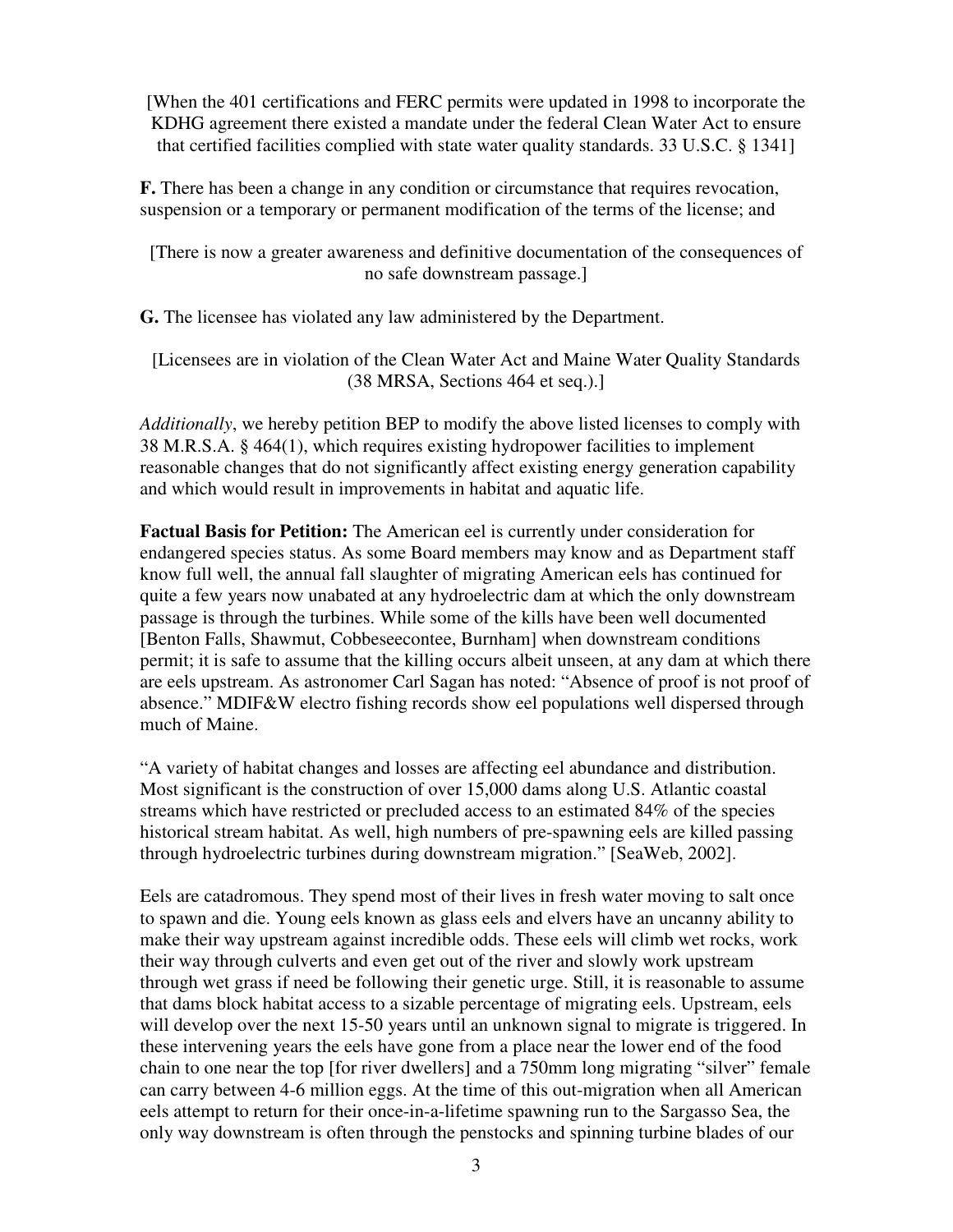[When the 401 certifications and FERC permits were updated in 1998 to incorporate the KDHG agreement there existed a mandate under the federal Clean Water Act to ensure that certified facilities complied with state water quality standards. 33 U.S.C. § 1341]

**F.** There has been a change in any condition or circumstance that requires revocation, suspension or a temporary or permanent modification of the terms of the license; and

[There is now a greater awareness and definitive documentation of the consequences of no safe downstream passage.]

**G.** The licensee has violated any law administered by the Department.

[Licensees are in violation of the Clean Water Act and Maine Water Quality Standards (38 MRSA, Sections 464 et seq.).]

*Additionally*, we hereby petition BEP to modify the above listed licenses to comply with 38 M.R.S.A. § 464(1), which requires existing hydropower facilities to implement reasonable changes that do not significantly affect existing energy generation capability and which would result in improvements in habitat and aquatic life.

**Factual Basis for Petition:** The American eel is currently under consideration for endangered species status. As some Board members may know and as Department staff know full well, the annual fall slaughter of migrating American eels has continued for quite a few years now unabated at any hydroelectric dam at which the only downstream passage is through the turbines. While some of the kills have been well documented [Benton Falls, Shawmut, Cobbeseecontee, Burnham] when downstream conditions permit; it is safe to assume that the killing occurs albeit unseen, at any dam at which there are eels upstream. As astronomer Carl Sagan has noted: "Absence of proof is not proof of absence." MDIF&W electro fishing records show eel populations well dispersed through much of Maine.

"A variety of habitat changes and losses are affecting eel abundance and distribution. Most significant is the construction of over 15,000 dams along U.S. Atlantic coastal streams which have restricted or precluded access to an estimated 84% of the species historical stream habitat. As well, high numbers of pre-spawning eels are killed passing through hydroelectric turbines during downstream migration." [SeaWeb, 2002].

Eels are catadromous. They spend most of their lives in fresh water moving to salt once to spawn and die. Young eels known as glass eels and elvers have an uncanny ability to make their way upstream against incredible odds. These eels will climb wet rocks, work their way through culverts and even get out of the river and slowly work upstream through wet grass if need be following their genetic urge. Still, it is reasonable to assume that dams block habitat access to a sizable percentage of migrating eels. Upstream, eels will develop over the next 15-50 years until an unknown signal to migrate is triggered. In these intervening years the eels have gone from a place near the lower end of the food chain to one near the top [for river dwellers] and a 750mm long migrating "silver" female can carry between 4-6 million eggs. At the time of this out-migration when all American eels attempt to return for their once-in-a-lifetime spawning run to the Sargasso Sea, the only way downstream is often through the penstocks and spinning turbine blades of our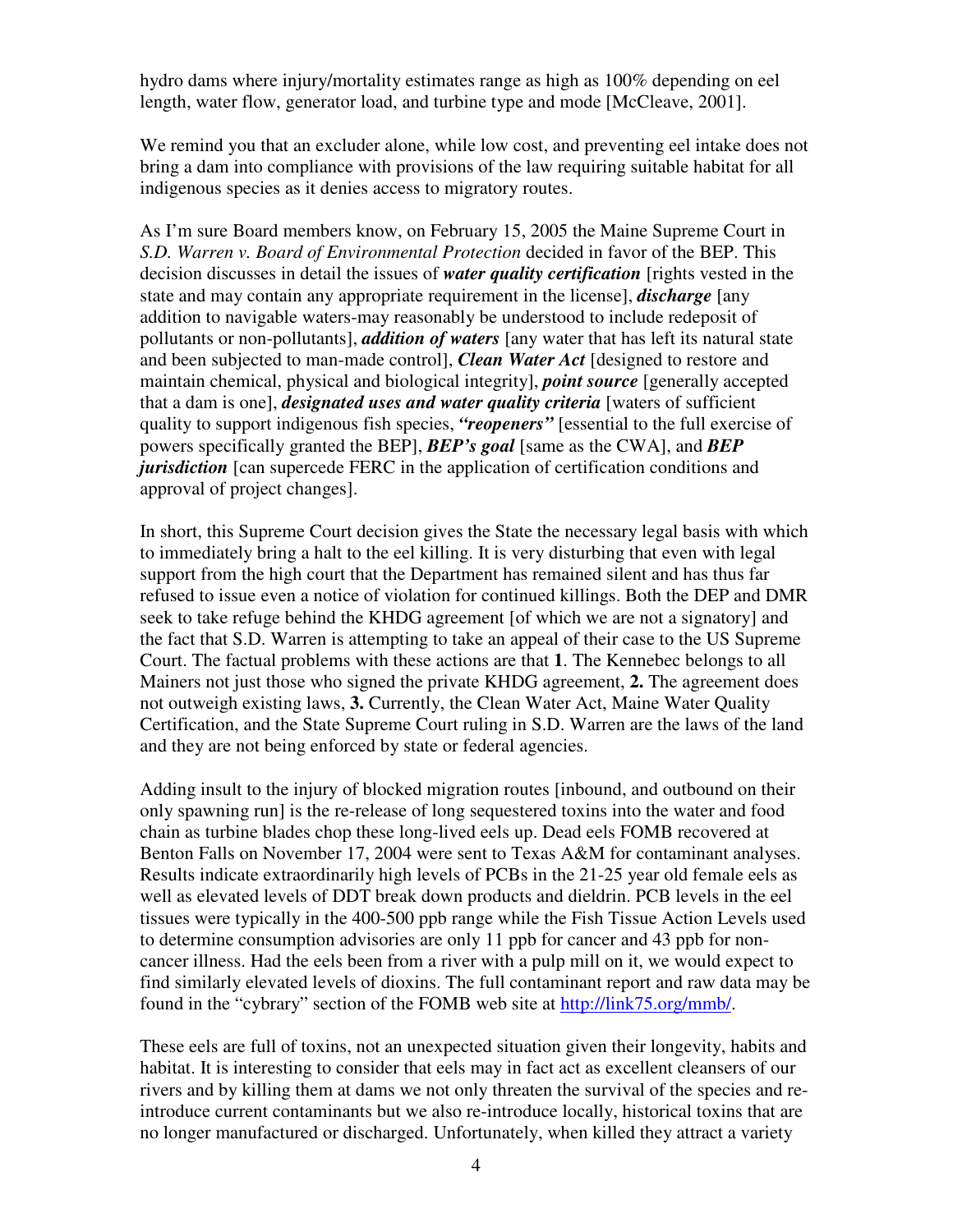hydro dams where injury/mortality estimates range as high as 100% depending on eel length, water flow, generator load, and turbine type and mode [McCleave, 2001].

We remind you that an excluder alone, while low cost, and preventing eel intake does not bring a dam into compliance with provisions of the law requiring suitable habitat for all indigenous species as it denies access to migratory routes.

As I'm sure Board members know, on February 15, 2005 the Maine Supreme Court in *S.D. Warren v. Board of Environmental Protection* decided in favor of the BEP. This decision discusses in detail the issues of ***water quality certification*** [rights vested in the state and may contain any appropriate requirement in the license], ***discharge*** [any addition to navigable waters-may reasonably be understood to include redeposit of pollutants or non-pollutants], ***addition of waters*** [any water that has left its natural state and been subjected to man-made control], ***Clean Water Act*** [designed to restore and maintain chemical, physical and biological integrity], ***point source*** [generally accepted that a dam is one], ***designated uses and water quality criteria*** [waters of sufficient quality to support indigenous fish species, ***"reopeners"*** [essential to the full exercise of powers specifically granted the BEP], ***BEP's goal*** [same as the CWA], and ***BEP jurisdiction*** [can supercede FERC in the application of certification conditions and approval of project changes].

In short, this Supreme Court decision gives the State the necessary legal basis with which to immediately bring a halt to the eel killing. It is very disturbing that even with legal support from the high court that the Department has remained silent and has thus far refused to issue even a notice of violation for continued killings. Both the DEP and DMR seek to take refuge behind the KHDG agreement [of which we are not a signatory] and the fact that S.D. Warren is attempting to take an appeal of their case to the US Supreme Court. The factual problems with these actions are that **1**. The Kennebec belongs to all Mainers not just those who signed the private KHDG agreement, **2.** The agreement does not outweigh existing laws, **3.** Currently, the Clean Water Act, Maine Water Quality Certification, and the State Supreme Court ruling in S.D. Warren are the laws of the land and they are not being enforced by state or federal agencies.

Adding insult to the injury of blocked migration routes [inbound, and outbound on their only spawning run] is the re-release of long sequestered toxins into the water and food chain as turbine blades chop these long-lived eels up. Dead eels FOMB recovered at Benton Falls on November 17, 2004 were sent to Texas A&M for contaminant analyses. Results indicate extraordinarily high levels of PCBs in the 21-25 year old female eels as well as elevated levels of DDT break down products and dieldrin. PCB levels in the eel tissues were typically in the 400-500 ppb range while the Fish Tissue Action Levels used to determine consumption advisories are only 11 ppb for cancer and 43 ppb for non-cancer illness. Had the eels been from a river with a pulp mill on it, we would expect to find similarly elevated levels of dioxins. The full contaminant report and raw data may be found in the "cybrary" section of the FOMB web site at http://link75.org/mmb/.

These eels are full of toxins, not an unexpected situation given their longevity, habits and habitat. It is interesting to consider that eels may in fact act as excellent cleansers of our rivers and by killing them at dams we not only threaten the survival of the species and re-introduce current contaminants but we also re-introduce locally, historical toxins that are no longer manufactured or discharged. Unfortunately, when killed they attract a variety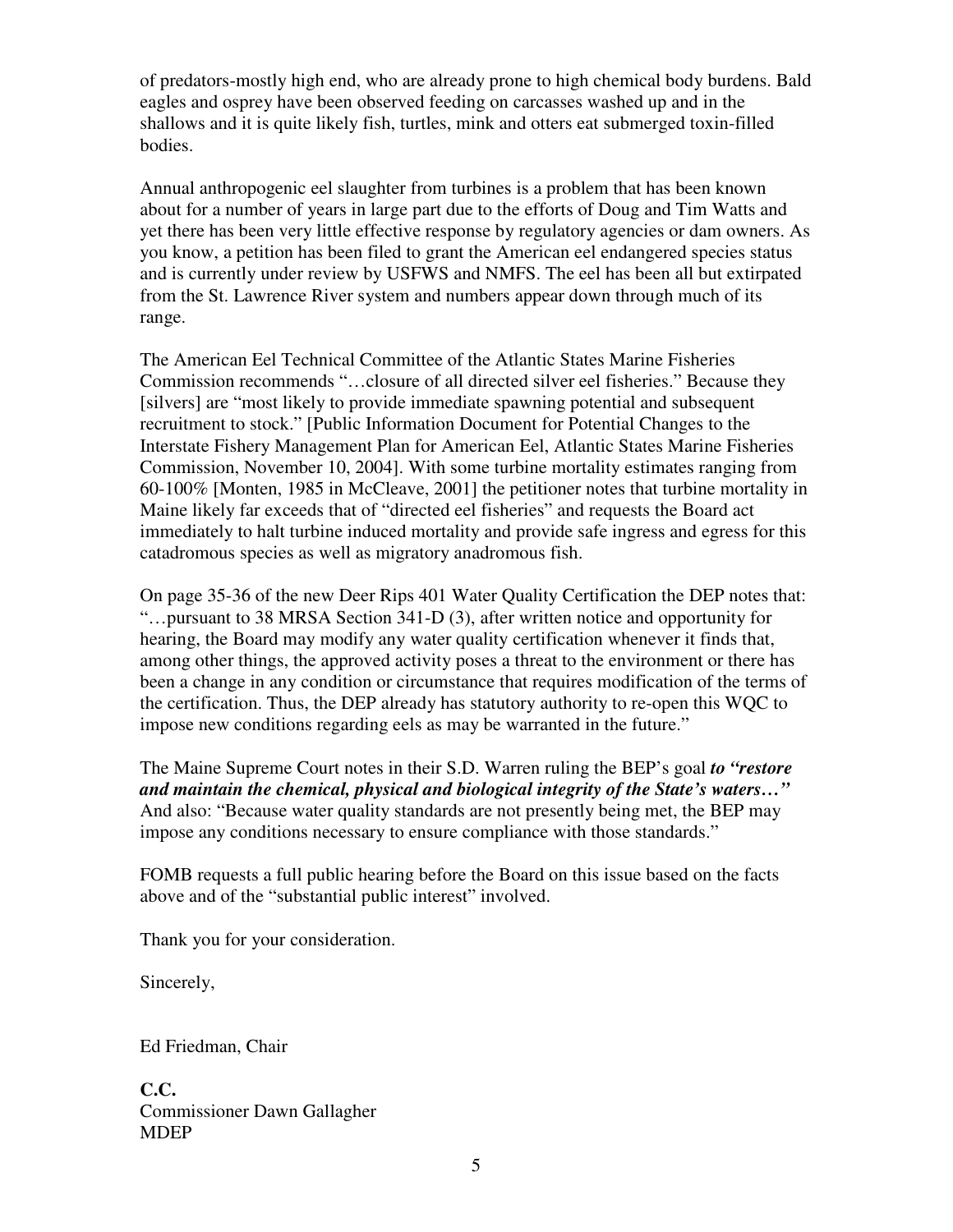of predators-mostly high end, who are already prone to high chemical body burdens. Bald eagles and osprey have been observed feeding on carcasses washed up and in the shallows and it is quite likely fish, turtles, mink and otters eat submerged toxin-filled bodies.

Annual anthropogenic eel slaughter from turbines is a problem that has been known about for a number of years in large part due to the efforts of Doug and Tim Watts and yet there has been very little effective response by regulatory agencies or dam owners. As you know, a petition has been filed to grant the American eel endangered species status and is currently under review by USFWS and NMFS. The eel has been all but extirpated from the St. Lawrence River system and numbers appear down through much of its range.

The American Eel Technical Committee of the Atlantic States Marine Fisheries Commission recommends "…closure of all directed silver eel fisheries." Because they [silvers] are "most likely to provide immediate spawning potential and subsequent recruitment to stock." [Public Information Document for Potential Changes to the Interstate Fishery Management Plan for American Eel, Atlantic States Marine Fisheries Commission, November 10, 2004]. With some turbine mortality estimates ranging from 60-100% [Monten, 1985 in McCleave, 2001] the petitioner notes that turbine mortality in Maine likely far exceeds that of "directed eel fisheries" and requests the Board act immediately to halt turbine induced mortality and provide safe ingress and egress for this catadromous species as well as migratory anadromous fish.

On page 35-36 of the new Deer Rips 401 Water Quality Certification the DEP notes that: "…pursuant to 38 MRSA Section 341-D (3), after written notice and opportunity for hearing, the Board may modify any water quality certification whenever it finds that, among other things, the approved activity poses a threat to the environment or there has been a change in any condition or circumstance that requires modification of the terms of the certification. Thus, the DEP already has statutory authority to re-open this WQC to impose new conditions regarding eels as may be warranted in the future."

The Maine Supreme Court notes in their S.D. Warren ruling the BEP's goal ***to "restore and maintain the chemical, physical and biological integrity of the State's waters…"*** And also: "Because water quality standards are not presently being met, the BEP may impose any conditions necessary to ensure compliance with those standards."

FOMB requests a full public hearing before the Board on this issue based on the facts above and of the "substantial public interest" involved.

Thank you for your consideration.

Sincerely,

Ed Friedman, Chair

**C.C.**
Commissioner Dawn Gallagher
MDEP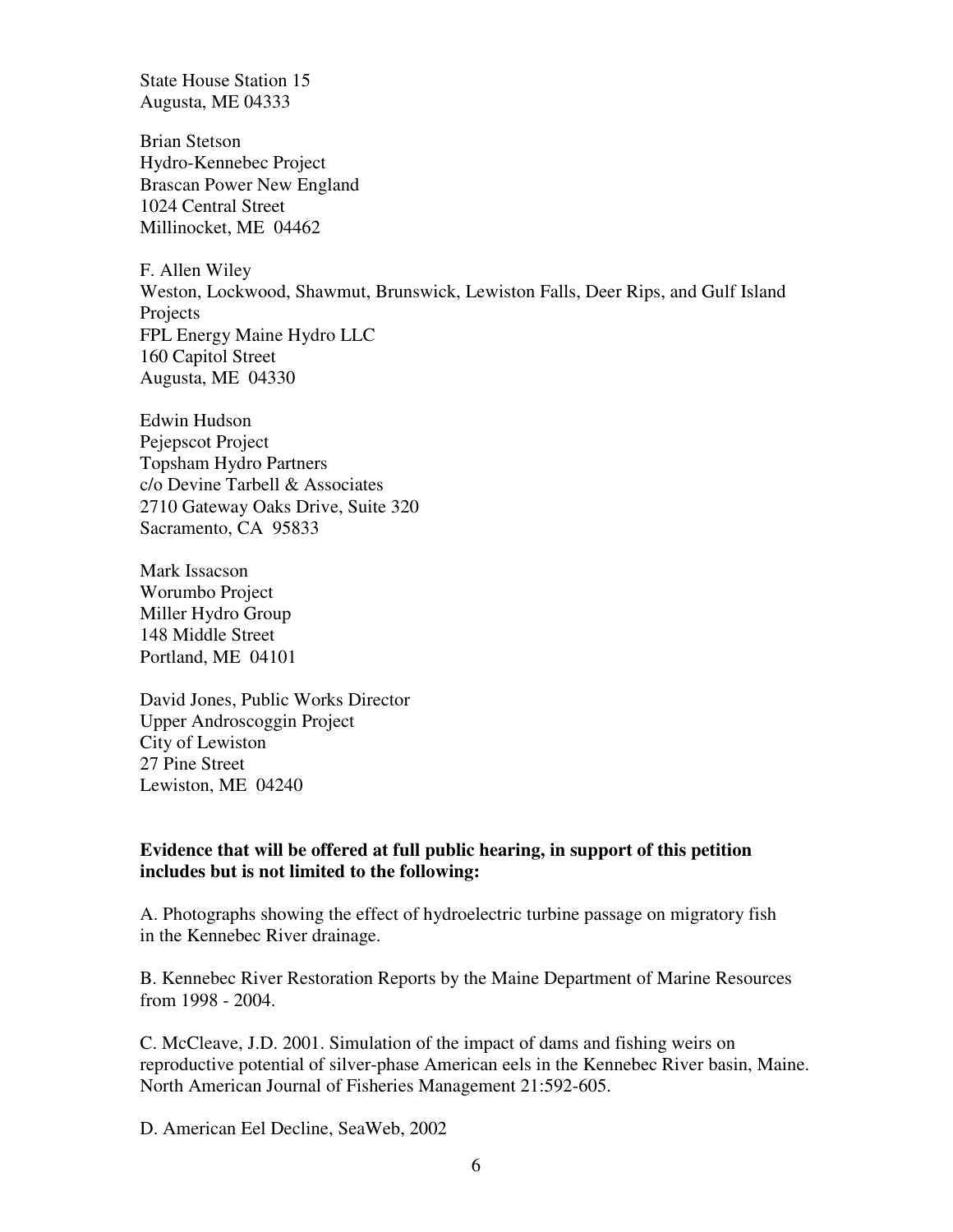State House Station 15
Augusta, ME 04333

Brian Stetson
Hydro-Kennebec Project
Brascan Power New England
1024 Central Street
Millinocket, ME 04462

F. Allen Wiley
Weston, Lockwood, Shawmut, Brunswick, Lewiston Falls, Deer Rips, and Gulf Island Projects
FPL Energy Maine Hydro LLC
160 Capitol Street
Augusta, ME 04330

Edwin Hudson
Pejepscot Project
Topsham Hydro Partners
c/o Devine Tarbell & Associates
2710 Gateway Oaks Drive, Suite 320
Sacramento, CA 95833

Mark Issacson
Worumbo Project
Miller Hydro Group
148 Middle Street
Portland, ME 04101

David Jones, Public Works Director
Upper Androscoggin Project
City of Lewiston
27 Pine Street
Lewiston, ME 04240

**Evidence that will be offered at full public hearing, in support of this petition includes but is not limited to the following:**

A. Photographs showing the effect of hydroelectric turbine passage on migratory fish in the Kennebec River drainage.

B. Kennebec River Restoration Reports by the Maine Department of Marine Resources from 1998 - 2004.

C. McCleave, J.D. 2001. Simulation of the impact of dams and fishing weirs on reproductive potential of silver-phase American eels in the Kennebec River basin, Maine. North American Journal of Fisheries Management 21:592-605.

D. American Eel Decline, SeaWeb, 2002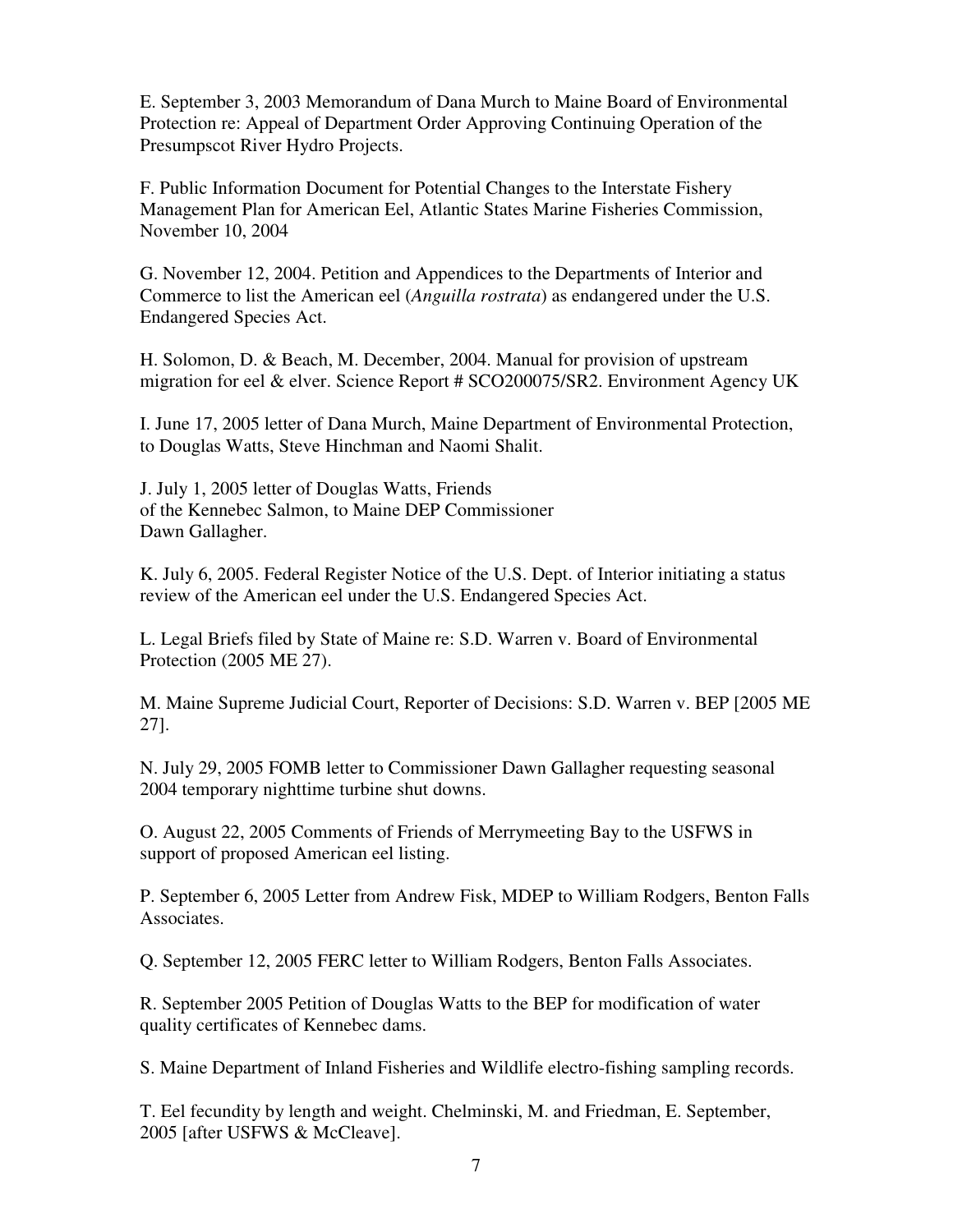E. September 3, 2003 Memorandum of Dana Murch to Maine Board of Environmental Protection re: Appeal of Department Order Approving Continuing Operation of the Presumpscot River Hydro Projects.

F. Public Information Document for Potential Changes to the Interstate Fishery Management Plan for American Eel, Atlantic States Marine Fisheries Commission, November 10, 2004

G. November 12, 2004. Petition and Appendices to the Departments of Interior and Commerce to list the American eel (*Anguilla rostrata*) as endangered under the U.S. Endangered Species Act.

H. Solomon, D. & Beach, M. December, 2004. Manual for provision of upstream migration for eel & elver. Science Report # SCO200075/SR2. Environment Agency UK

I. June 17, 2005 letter of Dana Murch, Maine Department of Environmental Protection, to Douglas Watts, Steve Hinchman and Naomi Shalit.

J. July 1, 2005 letter of Douglas Watts, Friends of the Kennebec Salmon, to Maine DEP Commissioner Dawn Gallagher.

K. July 6, 2005. Federal Register Notice of the U.S. Dept. of Interior initiating a status review of the American eel under the U.S. Endangered Species Act.

L. Legal Briefs filed by State of Maine re: S.D. Warren v. Board of Environmental Protection (2005 ME 27).

M. Maine Supreme Judicial Court, Reporter of Decisions: S.D. Warren v. BEP [2005 ME 27].

N. July 29, 2005 FOMB letter to Commissioner Dawn Gallagher requesting seasonal 2004 temporary nighttime turbine shut downs.

O. August 22, 2005 Comments of Friends of Merrymeeting Bay to the USFWS in support of proposed American eel listing.

P. September 6, 2005 Letter from Andrew Fisk, MDEP to William Rodgers, Benton Falls Associates.

Q. September 12, 2005 FERC letter to William Rodgers, Benton Falls Associates.

R. September 2005 Petition of Douglas Watts to the BEP for modification of water quality certificates of Kennebec dams.

S. Maine Department of Inland Fisheries and Wildlife electro-fishing sampling records.

T. Eel fecundity by length and weight. Chelminski, M. and Friedman, E. September, 2005 [after USFWS & McCleave].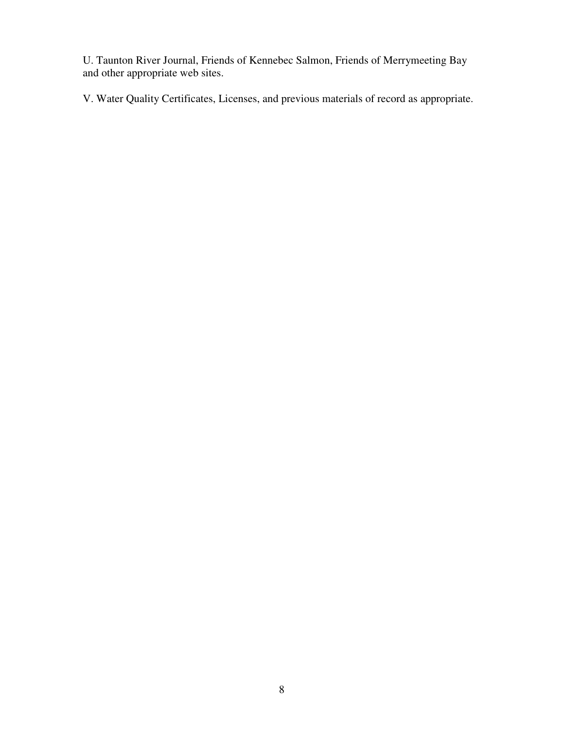U. Taunton River Journal, Friends of Kennebec Salmon, Friends of Merrymeeting Bay and other appropriate web sites.

V. Water Quality Certificates, Licenses, and previous materials of record as appropriate.